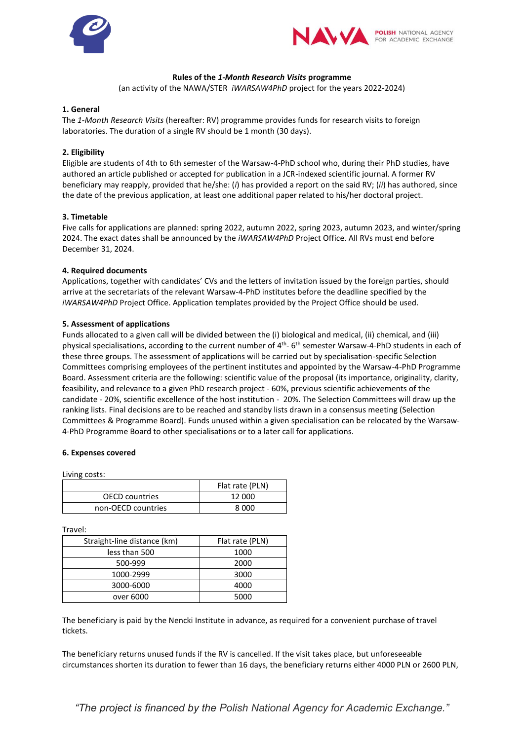**Rules of the *1-Month Research Visits* programme**

(an activity of the NAWA/STER *iWARSAW4PhD* project for the years 2022-2024)

**1. General**

The *1-Month Research Visits* (hereafter: RV) programme provides funds for research visits to foreign laboratories. The duration of a single RV should be 1 month (30 days).

**2. Eligibility**

Eligible are students of 4th to 6th semester of the Warsaw-4-PhD school who, during their PhD studies, have authored an article published or accepted for publication in a JCR-indexed scientific journal. A former RV beneficiary may reapply, provided that he/she: (*i*) has provided a report on the said RV; (*ii*) has authored, since the date of the previous application, at least one additional paper related to his/her doctoral project.

**3. Timetable**

Five calls for applications are planned: spring 2022, autumn 2022, spring 2023, autumn 2023, and winter/spring 2024. The exact dates shall be announced by the *iWARSAW4PhD* Project Office. All RVs must end before December 31, 2024.

**4. Required documents**

Applications, together with candidates' CVs and the letters of invitation issued by the foreign parties, should arrive at the secretariats of the relevant Warsaw-4-PhD institutes before the deadline specified by the *iWARSAW4PhD* Project Office. Application templates provided by the Project Office should be used.

**5. Assessment of applications**

Funds allocated to a given call will be divided between the (i) biological and medical, (ii) chemical, and (iii) physical specialisations, according to the current number of 4th- 6th semester Warsaw-4-PhD students in each of these three groups. The assessment of applications will be carried out by specialisation-specific Selection Committees comprising employees of the pertinent institutes and appointed by the Warsaw-4-PhD Programme Board. Assessment criteria are the following: scientific value of the proposal (its importance, originality, clarity, feasibility, and relevance to a given PhD research project - 60%, previous scientific achievements of the candidate - 20%, scientific excellence of the host institution - 20%. The Selection Committees will draw up the ranking lists. Final decisions are to be reached and standby lists drawn in a consensus meeting (Selection Committees & Programme Board). Funds unused within a given specialisation can be relocated by the Warsaw-4-PhD Programme Board to other specialisations or to a later call for applications.

**6. Expenses covered**

Living costs:

| | Flat rate (PLN) |
|---|---|
| OECD countries | 12 000 |
| non-OECD countries | 8 000 |

Travel:

| Straight-line distance (km) | Flat rate (PLN) |
|---|---|
| less than 500 | 1000 |
| 500-999 | 2000 |
| 1000-2999 | 3000 |
| 3000-6000 | 4000 |
| over 6000 | 5000 |

The beneficiary is paid by the Nencki Institute in advance, as required for a convenient purchase of travel tickets.

The beneficiary returns unused funds if the RV is cancelled. If the visit takes place, but unforeseeable circumstances shorten its duration to fewer than 16 days, the beneficiary returns either 4000 PLN or 2600 PLN,

*"The project is financed by the Polish National Agency for Academic Exchange."*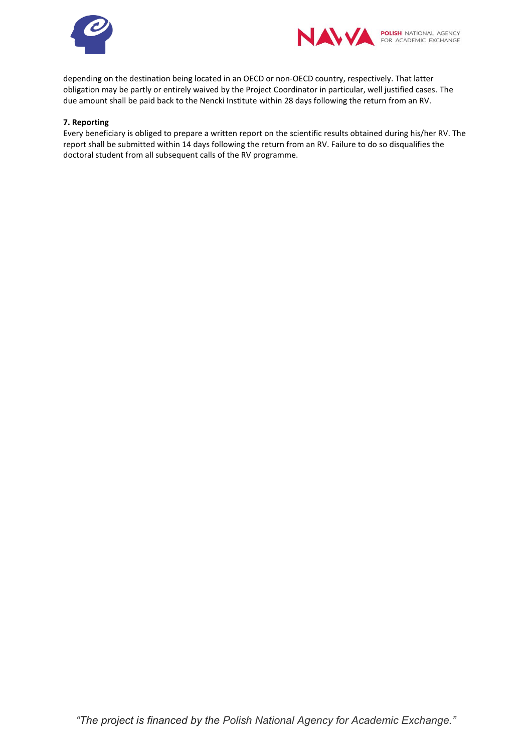depending on the destination being located in an OECD or non-OECD country, respectively. That latter obligation may be partly or entirely waived by the Project Coordinator in particular, well justified cases. The due amount shall be paid back to the Nencki Institute within 28 days following the return from an RV.

**7. Reporting**

Every beneficiary is obliged to prepare a written report on the scientific results obtained during his/her RV. The report shall be submitted within 14 days following the return from an RV. Failure to do so disqualifies the doctoral student from all subsequent calls of the RV programme.